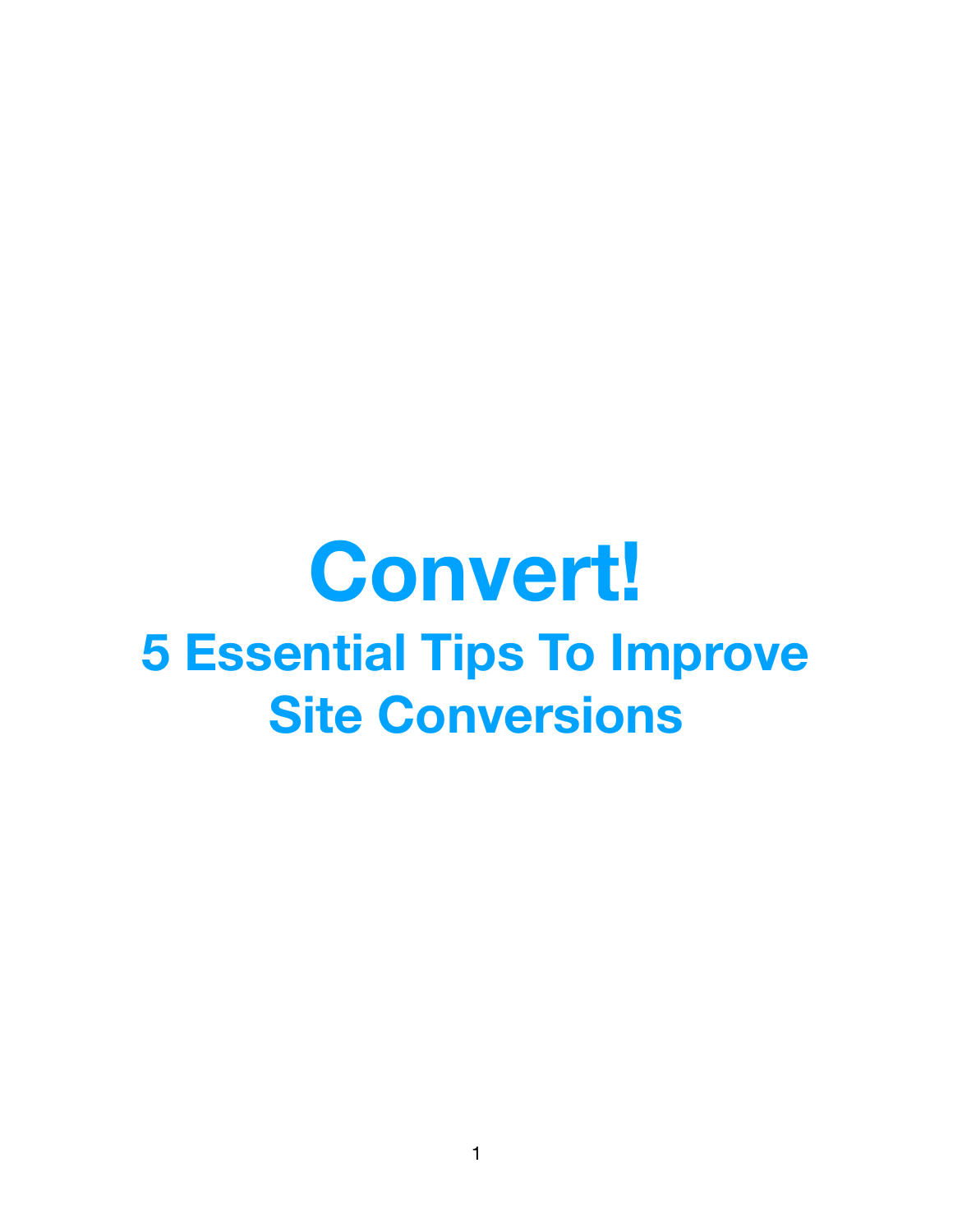# Convert!

## 5 Essential Tips To Improve Site Conversions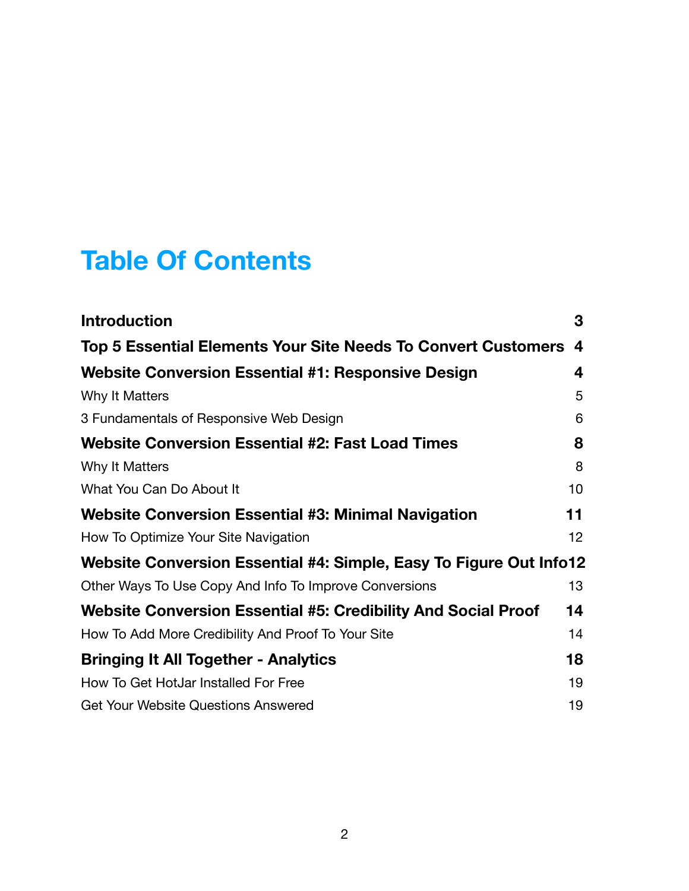# Table Of Contents

| | |
|---|---|
| **Introduction** | **3** |
| **Top 5 Essential Elements Your Site Needs To Convert Customers** | **4** |
| **Website Conversion Essential #1: Responsive Design** | **4** |
| Why It Matters | 5 |
| 3 Fundamentals of Responsive Web Design | 6 |
| **Website Conversion Essential #2: Fast Load Times** | **8** |
| Why It Matters | 8 |
| What You Can Do About It | 10 |
| **Website Conversion Essential #3: Minimal Navigation** | **11** |
| How To Optimize Your Site Navigation | 12 |
| **Website Conversion Essential #4: Simple, Easy To Figure Out Info** | **12** |
| Other Ways To Use Copy And Info To Improve Conversions | 13 |
| **Website Conversion Essential #5: Credibility And Social Proof** | **14** |
| How To Add More Credibility And Proof To Your Site | 14 |
| **Bringing It All Together - Analytics** | **18** |
| How To Get HotJar Installed For Free | 19 |
| Get Your Website Questions Answered | 19 |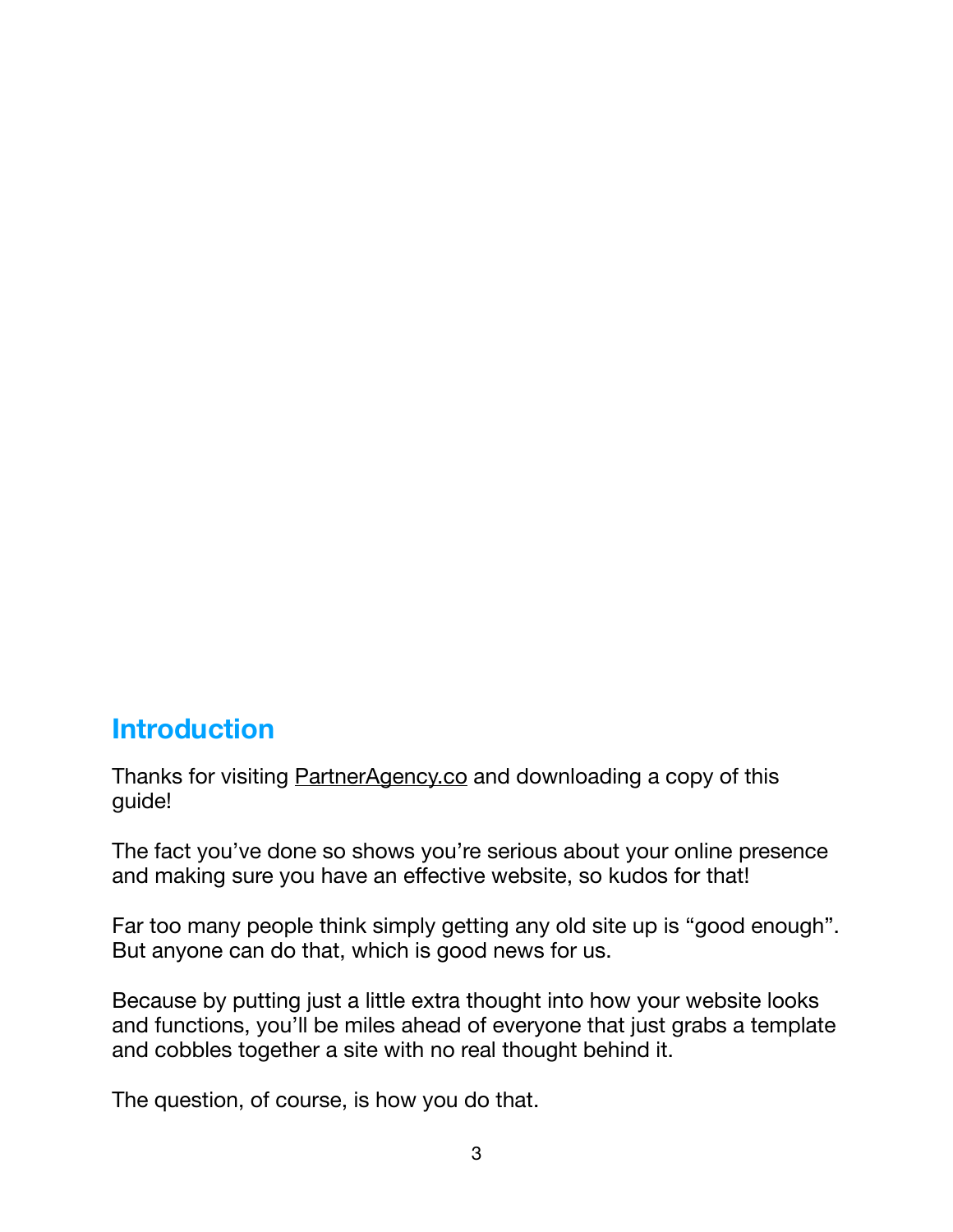## Introduction

Thanks for visiting PartnerAgency.co and downloading a copy of this guide!

The fact you've done so shows you're serious about your online presence and making sure you have an effective website, so kudos for that!

Far too many people think simply getting any old site up is "good enough". But anyone can do that, which is good news for us.

Because by putting just a little extra thought into how your website looks and functions, you'll be miles ahead of everyone that just grabs a template and cobbles together a site with no real thought behind it.

The question, of course, is how you do that.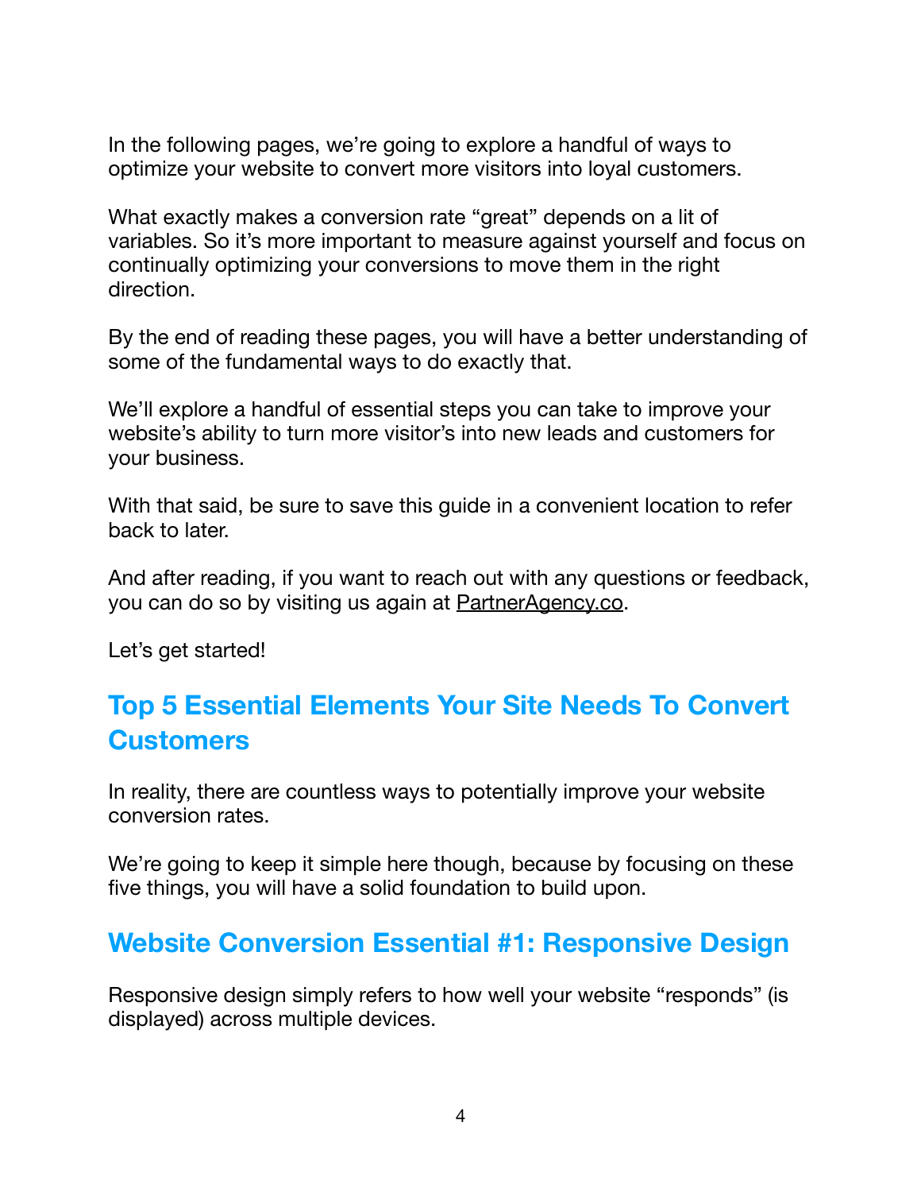In the following pages, we're going to explore a handful of ways to optimize your website to convert more visitors into loyal customers.

What exactly makes a conversion rate "great" depends on a lit of variables. So it's more important to measure against yourself and focus on continually optimizing your conversions to move them in the right direction.

By the end of reading these pages, you will have a better understanding of some of the fundamental ways to do exactly that.

We'll explore a handful of essential steps you can take to improve your website's ability to turn more visitor's into new leads and customers for your business.

With that said, be sure to save this guide in a convenient location to refer back to later.

And after reading, if you want to reach out with any questions or feedback, you can do so by visiting us again at PartnerAgency.co.

Let's get started!

## Top 5 Essential Elements Your Site Needs To Convert Customers

In reality, there are countless ways to potentially improve your website conversion rates.

We're going to keep it simple here though, because by focusing on these five things, you will have a solid foundation to build upon.

## Website Conversion Essential #1: Responsive Design

Responsive design simply refers to how well your website "responds" (is displayed) across multiple devices.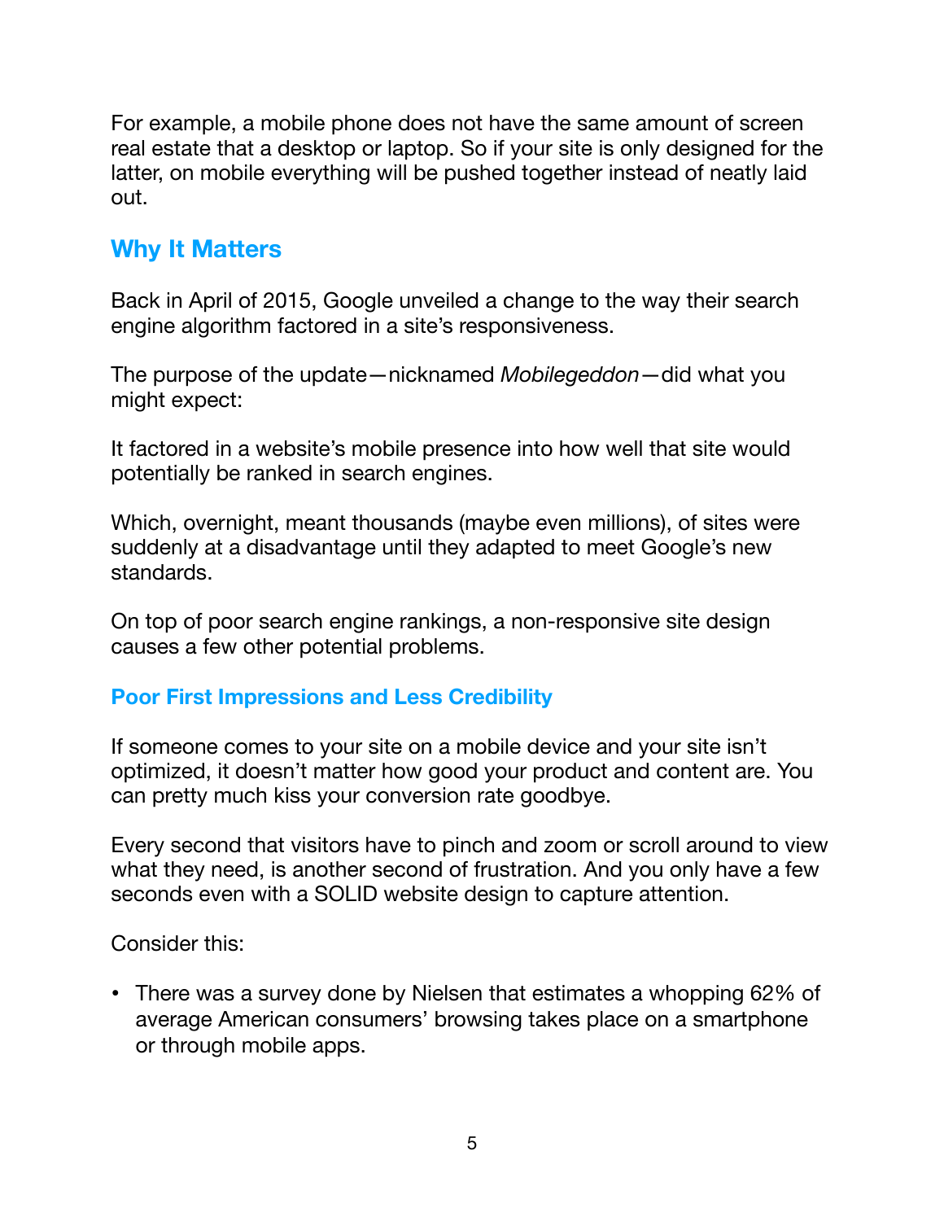For example, a mobile phone does not have the same amount of screen real estate that a desktop or laptop. So if your site is only designed for the latter, on mobile everything will be pushed together instead of neatly laid out.

## Why It Matters

Back in April of 2015, Google unveiled a change to the way their search engine algorithm factored in a site's responsiveness.

The purpose of the update—nicknamed *Mobilegeddon*—did what you might expect:

It factored in a website's mobile presence into how well that site would potentially be ranked in search engines.

Which, overnight, meant thousands (maybe even millions), of sites were suddenly at a disadvantage until they adapted to meet Google's new standards.

On top of poor search engine rankings, a non-responsive site design causes a few other potential problems.

### Poor First Impressions and Less Credibility

If someone comes to your site on a mobile device and your site isn't optimized, it doesn't matter how good your product and content are. You can pretty much kiss your conversion rate goodbye.

Every second that visitors have to pinch and zoom or scroll around to view what they need, is another second of frustration. And you only have a few seconds even with a SOLID website design to capture attention.

Consider this:

- There was a survey done by Nielsen that estimates a whopping 62% of average American consumers' browsing takes place on a smartphone or through mobile apps.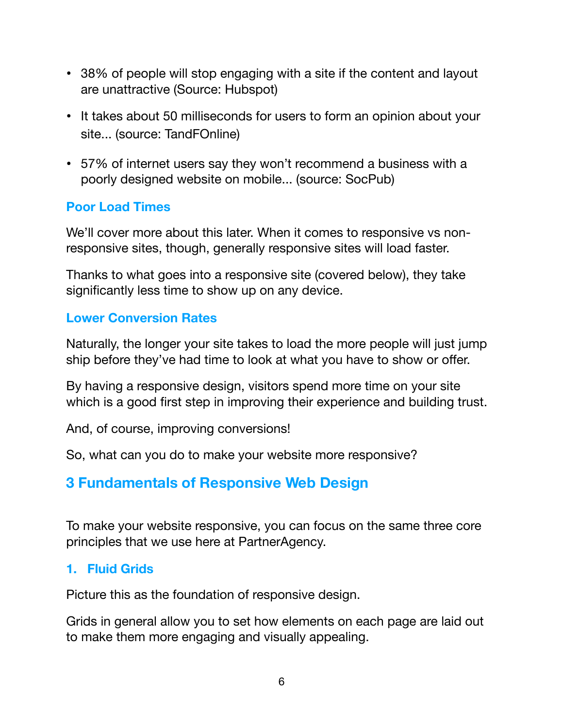- 38% of people will stop engaging with a site if the content and layout are unattractive (Source: Hubspot)
- It takes about 50 milliseconds for users to form an opinion about your site... (source: TandFOnline)
- 57% of internet users say they won't recommend a business with a poorly designed website on mobile... (source: SocPub)

### Poor Load Times

We'll cover more about this later. When it comes to responsive vs non-responsive sites, though, generally responsive sites will load faster.

Thanks to what goes into a responsive site (covered below), they take significantly less time to show up on any device.

### Lower Conversion Rates

Naturally, the longer your site takes to load the more people will just jump ship before they've had time to look at what you have to show or offer.

By having a responsive design, visitors spend more time on your site which is a good first step in improving their experience and building trust.

And, of course, improving conversions!

So, what can you do to make your website more responsive?

## 3 Fundamentals of Responsive Web Design

To make your website responsive, you can focus on the same three core principles that we use here at PartnerAgency.

### 1. Fluid Grids

Picture this as the foundation of responsive design.

Grids in general allow you to set how elements on each page are laid out to make them more engaging and visually appealing.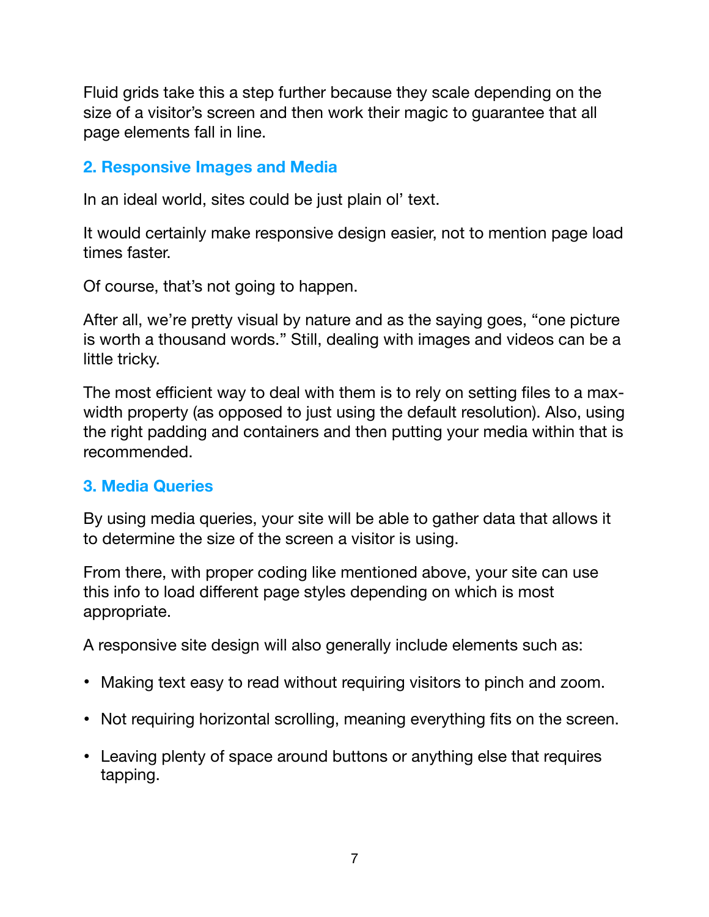Fluid grids take this a step further because they scale depending on the size of a visitor's screen and then work their magic to guarantee that all page elements fall in line.

### 2. Responsive Images and Media

In an ideal world, sites could be just plain ol' text.

It would certainly make responsive design easier, not to mention page load times faster.

Of course, that's not going to happen.

After all, we're pretty visual by nature and as the saying goes, "one picture is worth a thousand words." Still, dealing with images and videos can be a little tricky.

The most efficient way to deal with them is to rely on setting files to a max-width property (as opposed to just using the default resolution). Also, using the right padding and containers and then putting your media within that is recommended.

### 3. Media Queries

By using media queries, your site will be able to gather data that allows it to determine the size of the screen a visitor is using.

From there, with proper coding like mentioned above, your site can use this info to load different page styles depending on which is most appropriate.

A responsive site design will also generally include elements such as:

- Making text easy to read without requiring visitors to pinch and zoom.
- Not requiring horizontal scrolling, meaning everything fits on the screen.
- Leaving plenty of space around buttons or anything else that requires tapping.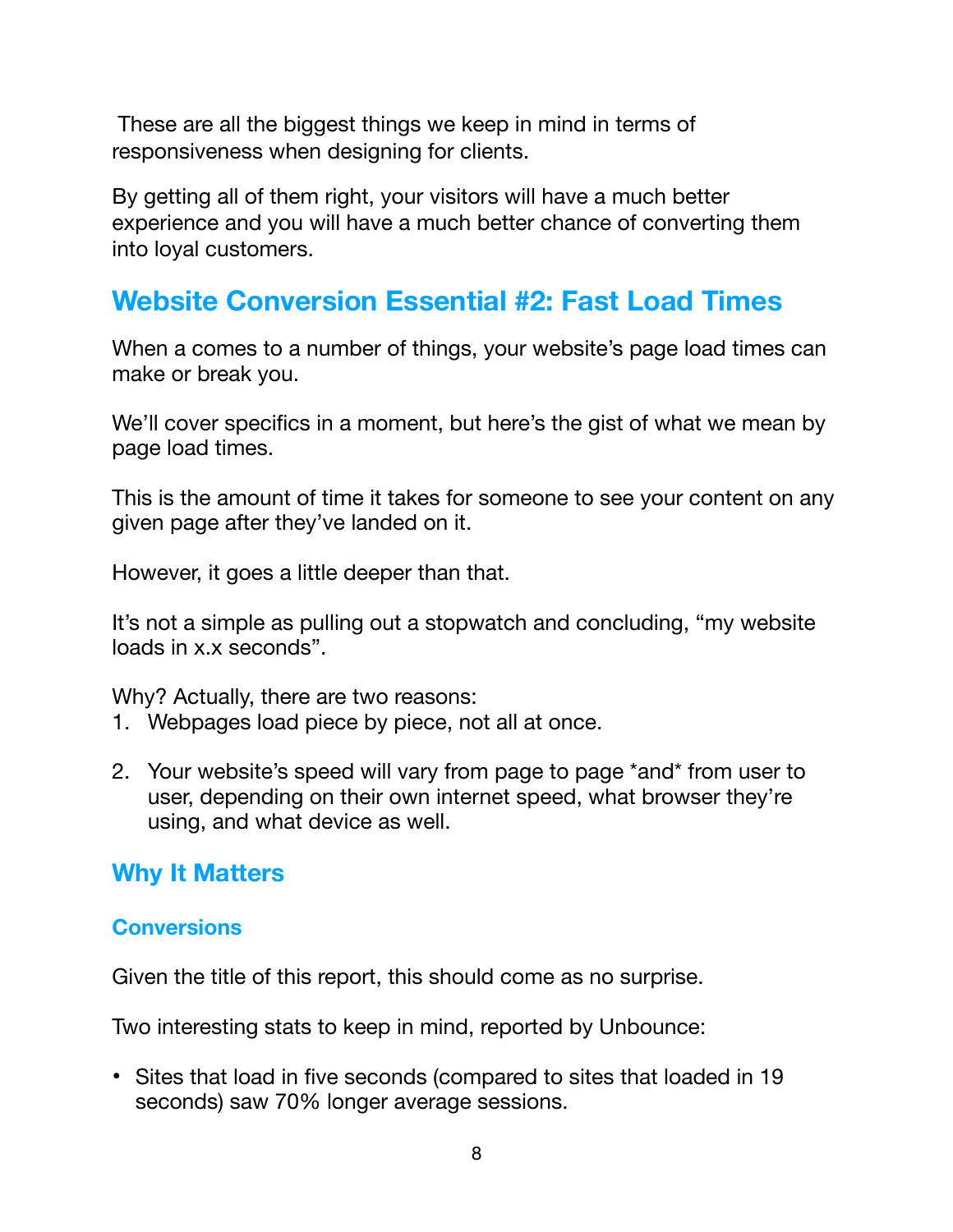These are all the biggest things we keep in mind in terms of responsiveness when designing for clients.

By getting all of them right, your visitors will have a much better experience and you will have a much better chance of converting them into loyal customers.

## Website Conversion Essential #2: Fast Load Times

When a comes to a number of things, your website's page load times can make or break you.

We'll cover specifics in a moment, but here's the gist of what we mean by page load times.

This is the amount of time it takes for someone to see your content on any given page after they've landed on it.

However, it goes a little deeper than that.

It's not a simple as pulling out a stopwatch and concluding, "my website loads in x.x seconds".

Why? Actually, there are two reasons:

1. Webpages load piece by piece, not all at once.
2. Your website's speed will vary from page to page *and* from user to user, depending on their own internet speed, what browser they're using, and what device as well.

### Why It Matters

#### Conversions

Given the title of this report, this should come as no surprise.

Two interesting stats to keep in mind, reported by Unbounce:

- Sites that load in five seconds (compared to sites that loaded in 19 seconds) saw 70% longer average sessions.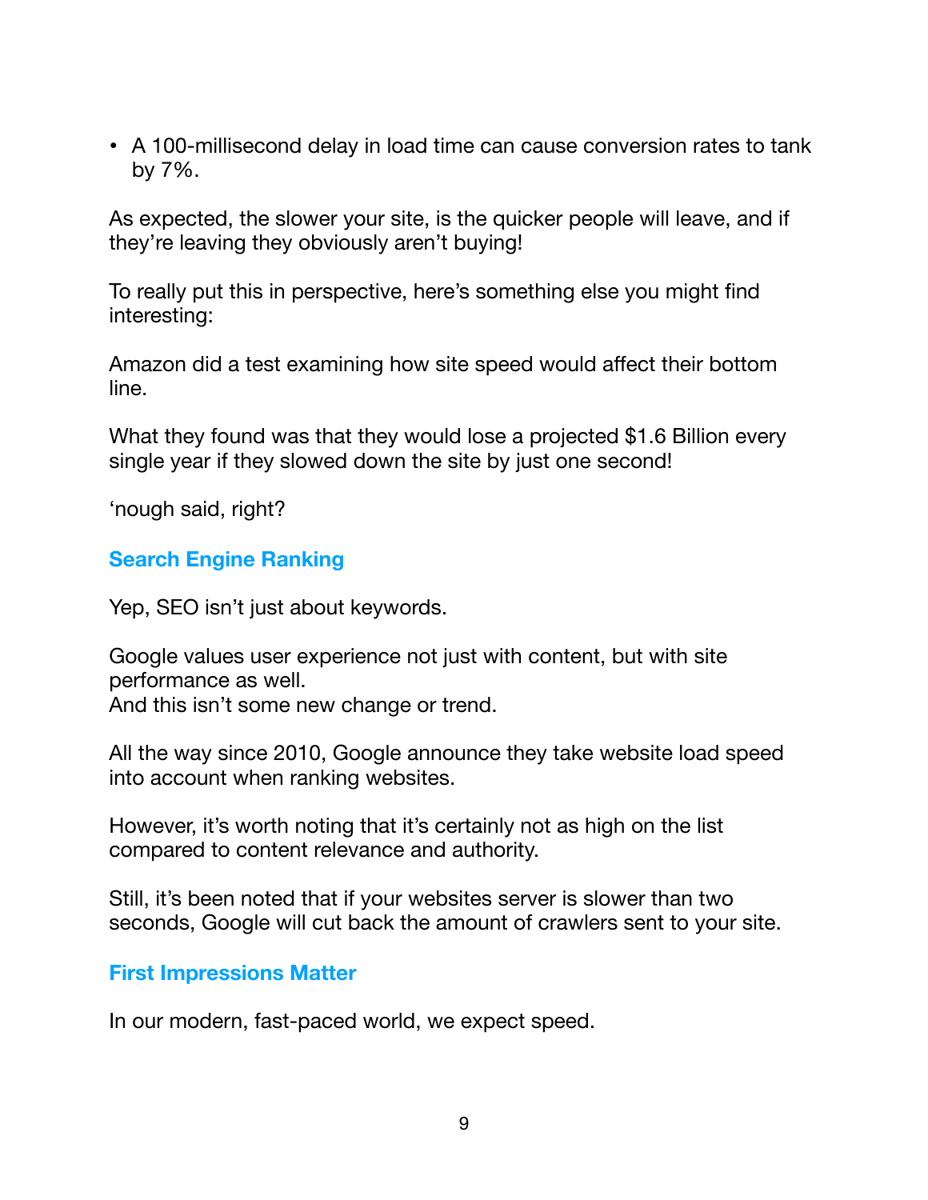- A 100-millisecond delay in load time can cause conversion rates to tank by 7%.

As expected, the slower your site, is the quicker people will leave, and if they're leaving they obviously aren't buying!

To really put this in perspective, here's something else you might find interesting:

Amazon did a test examining how site speed would affect their bottom line.

What they found was that they would lose a projected $1.6 Billion every single year if they slowed down the site by just one second!

'nough said, right?

### Search Engine Ranking

Yep, SEO isn't just about keywords.

Google values user experience not just with content, but with site performance as well.
And this isn't some new change or trend.

All the way since 2010, Google announce they take website load speed into account when ranking websites.

However, it's worth noting that it's certainly not as high on the list compared to content relevance and authority.

Still, it's been noted that if your websites server is slower than two seconds, Google will cut back the amount of crawlers sent to your site.

### First Impressions Matter

In our modern, fast-paced world, we expect speed.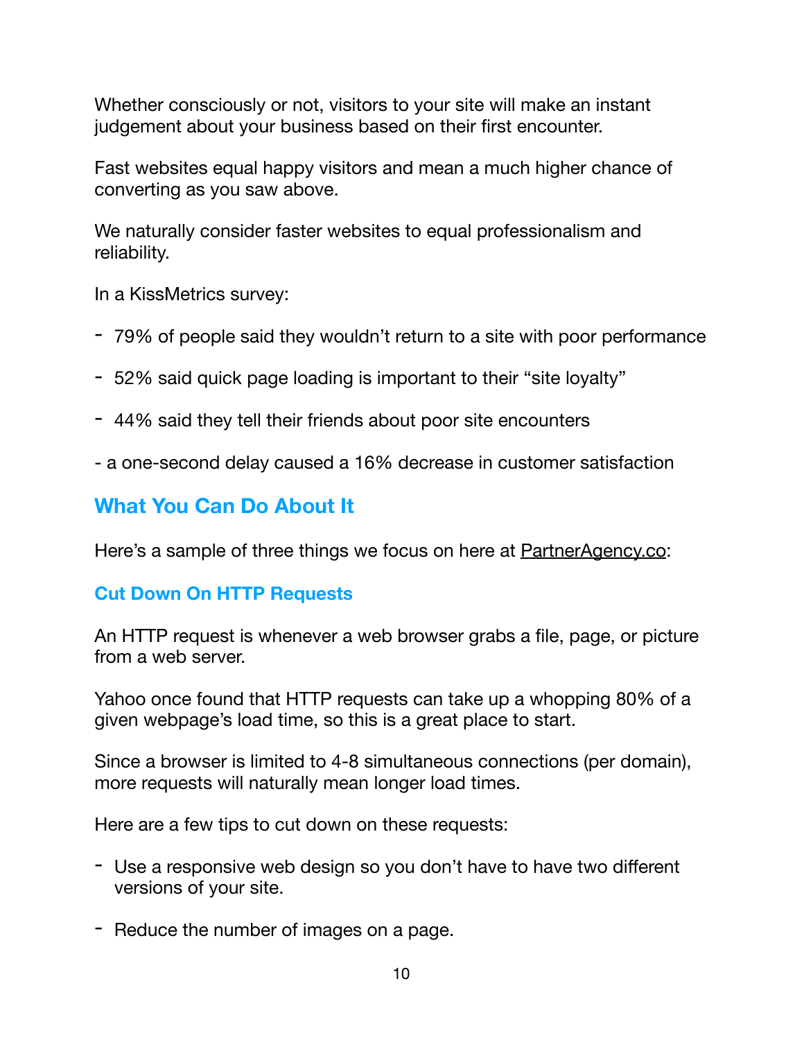Whether consciously or not, visitors to your site will make an instant judgement about your business based on their first encounter.

Fast websites equal happy visitors and mean a much higher chance of converting as you saw above.

We naturally consider faster websites to equal professionalism and reliability.

In a KissMetrics survey:

- 79% of people said they wouldn't return to a site with poor performance
- 52% said quick page loading is important to their "site loyalty"
- 44% said they tell their friends about poor site encounters
- a one-second delay caused a 16% decrease in customer satisfaction

## What You Can Do About It

Here's a sample of three things we focus on here at PartnerAgency.co:

### Cut Down On HTTP Requests

An HTTP request is whenever a web browser grabs a file, page, or picture from a web server.

Yahoo once found that HTTP requests can take up a whopping 80% of a given webpage's load time, so this is a great place to start.

Since a browser is limited to 4-8 simultaneous connections (per domain), more requests will naturally mean longer load times.

Here are a few tips to cut down on these requests:

- Use a responsive web design so you don't have to have two different versions of your site.
- Reduce the number of images on a page.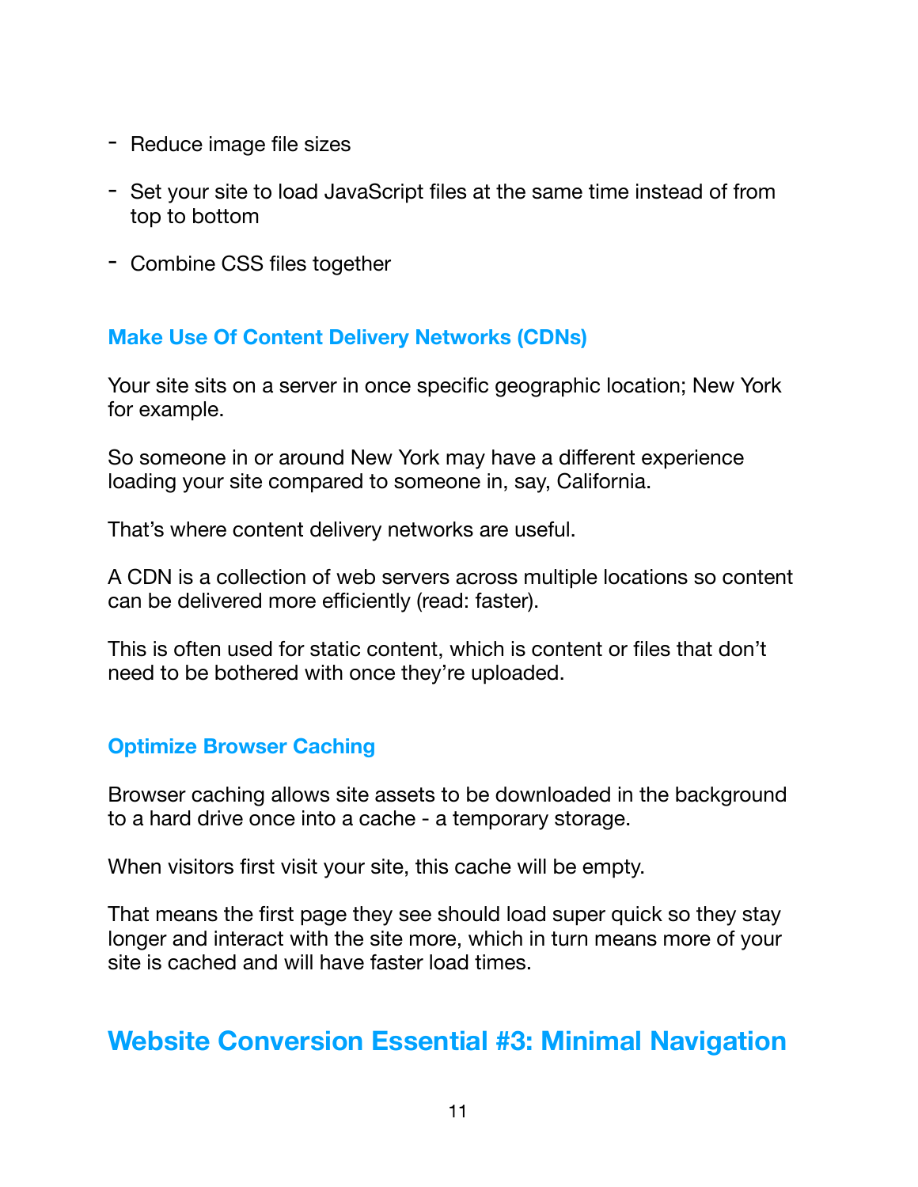- Reduce image file sizes
- Set your site to load JavaScript files at the same time instead of from top to bottom
- Combine CSS files together

### Make Use Of Content Delivery Networks (CDNs)

Your site sits on a server in once specific geographic location; New York for example.

So someone in or around New York may have a different experience loading your site compared to someone in, say, California.

That's where content delivery networks are useful.

A CDN is a collection of web servers across multiple locations so content can be delivered more efficiently (read: faster).

This is often used for static content, which is content or files that don't need to be bothered with once they're uploaded.

### Optimize Browser Caching

Browser caching allows site assets to be downloaded in the background to a hard drive once into a cache - a temporary storage.

When visitors first visit your site, this cache will be empty.

That means the first page they see should load super quick so they stay longer and interact with the site more, which in turn means more of your site is cached and will have faster load times.

## Website Conversion Essential #3: Minimal Navigation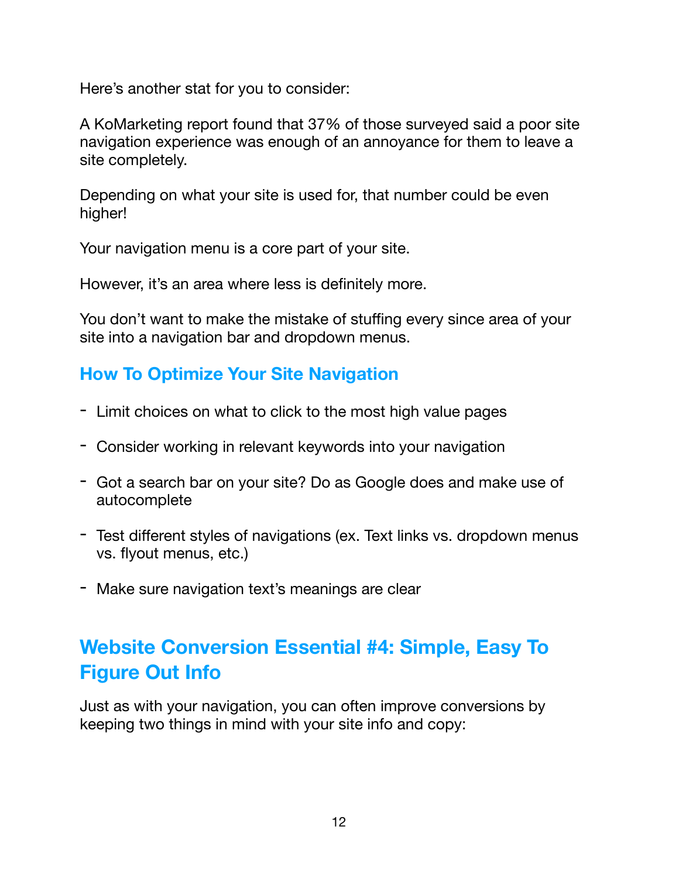Here's another stat for you to consider:

A KoMarketing report found that 37% of those surveyed said a poor site navigation experience was enough of an annoyance for them to leave a site completely.

Depending on what your site is used for, that number could be even higher!

Your navigation menu is a core part of your site.

However, it's an area where less is definitely more.

You don't want to make the mistake of stuffing every since area of your site into a navigation bar and dropdown menus.

### How To Optimize Your Site Navigation

- Limit choices on what to click to the most high value pages
- Consider working in relevant keywords into your navigation
- Got a search bar on your site? Do as Google does and make use of autocomplete
- Test different styles of navigations (ex. Text links vs. dropdown menus vs. flyout menus, etc.)
- Make sure navigation text's meanings are clear

## Website Conversion Essential #4: Simple, Easy To Figure Out Info

Just as with your navigation, you can often improve conversions by keeping two things in mind with your site info and copy: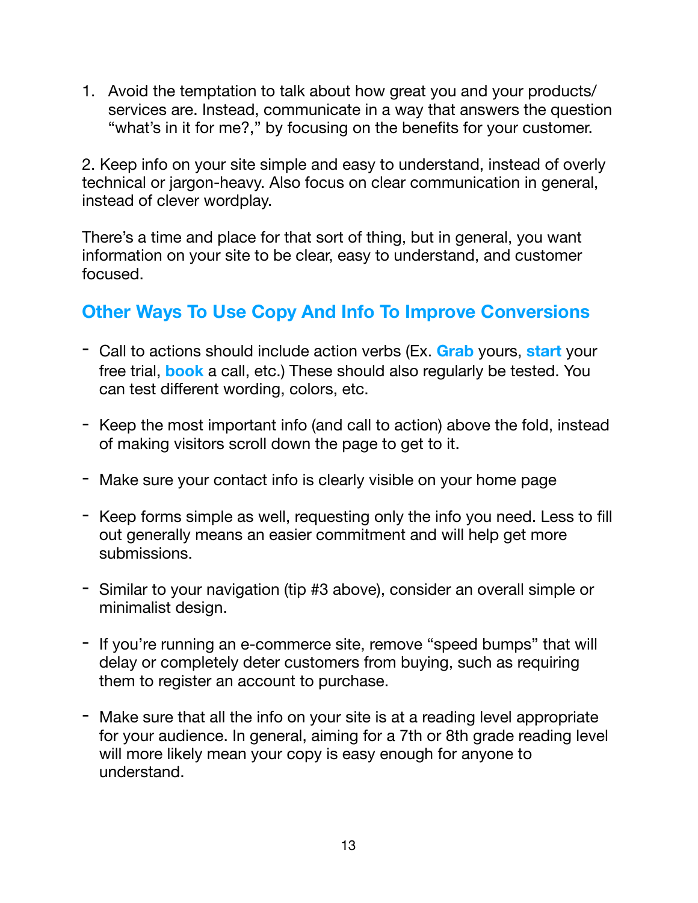1. Avoid the temptation to talk about how great you and your products/services are. Instead, communicate in a way that answers the question "what's in it for me?," by focusing on the benefits for your customer.

2. Keep info on your site simple and easy to understand, instead of overly technical or jargon-heavy. Also focus on clear communication in general, instead of clever wordplay.

There's a time and place for that sort of thing, but in general, you want information on your site to be clear, easy to understand, and customer focused.

## Other Ways To Use Copy And Info To Improve Conversions

- Call to actions should include action verbs (Ex. **Grab** yours, **start** your free trial, **book** a call, etc.) These should also regularly be tested. You can test different wording, colors, etc.

- Keep the most important info (and call to action) above the fold, instead of making visitors scroll down the page to get to it.

- Make sure your contact info is clearly visible on your home page

- Keep forms simple as well, requesting only the info you need. Less to fill out generally means an easier commitment and will help get more submissions.

- Similar to your navigation (tip #3 above), consider an overall simple or minimalist design.

- If you're running an e-commerce site, remove "speed bumps" that will delay or completely deter customers from buying, such as requiring them to register an account to purchase.

- Make sure that all the info on your site is at a reading level appropriate for your audience. In general, aiming for a 7th or 8th grade reading level will more likely mean your copy is easy enough for anyone to understand.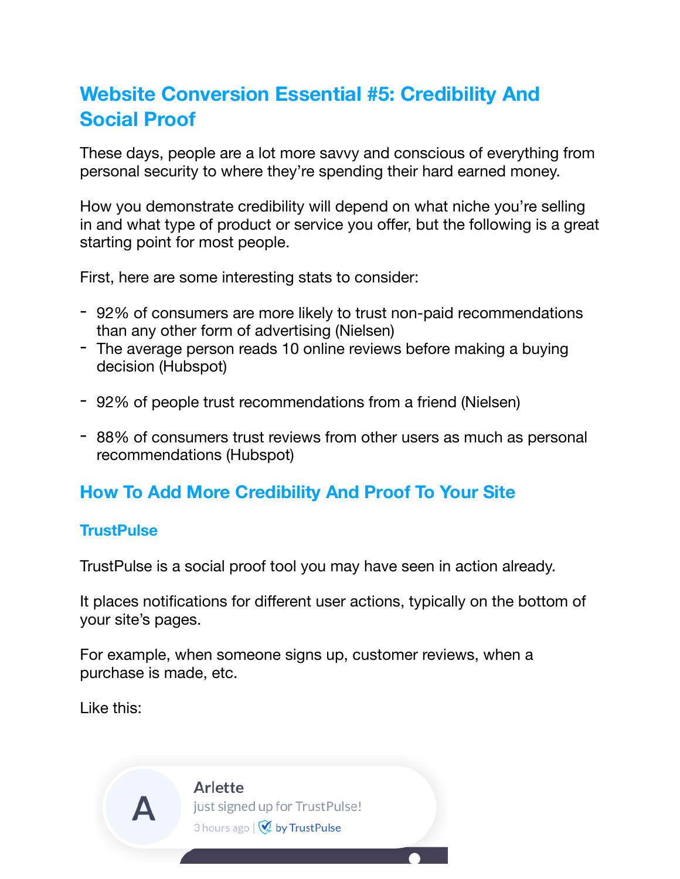## Website Conversion Essential #5: Credibility And Social Proof

These days, people are a lot more savvy and conscious of everything from personal security to where they're spending their hard earned money.

How you demonstrate credibility will depend on what niche you're selling in and what type of product or service you offer, but the following is a great starting point for most people.

First, here are some interesting stats to consider:

- 92% of consumers are more likely to trust non-paid recommendations than any other form of advertising (Nielsen)
- The average person reads 10 online reviews before making a buying decision (Hubspot)
- 92% of people trust recommendations from a friend (Nielsen)
- 88% of consumers trust reviews from other users as much as personal recommendations (Hubspot)

### How To Add More Credibility And Proof To Your Site

#### TrustPulse

TrustPulse is a social proof tool you may have seen in action already.

It places notifications for different user actions, typically on the bottom of your site's pages.

For example, when someone signs up, customer reviews, when a purchase is made, etc.

Like this:

A
Arlette
just signed up for TrustPulse!
3 hours ago | by TrustPulse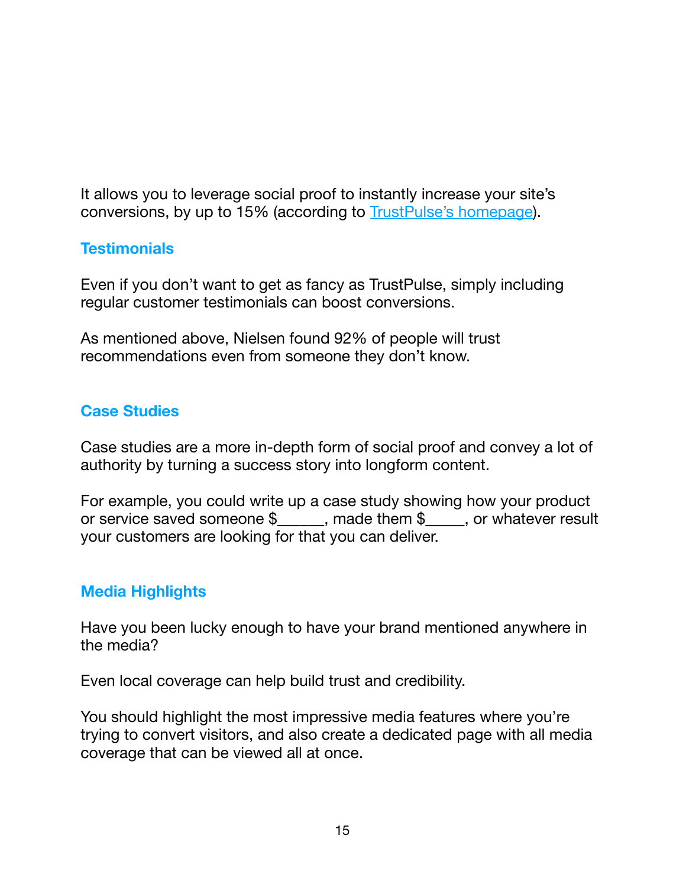It allows you to leverage social proof to instantly increase your site's conversions, by up to 15% (according to [TrustPulse's homepage]).

## Testimonials

Even if you don't want to get as fancy as TrustPulse, simply including regular customer testimonials can boost conversions.

As mentioned above, Nielsen found 92% of people will trust recommendations even from someone they don't know.

## Case Studies

Case studies are a more in-depth form of social proof and convey a lot of authority by turning a success story into longform content.

For example, you could write up a case study showing how your product or service saved someone $______, made them $_____, or whatever result your customers are looking for that you can deliver.

## Media Highlights

Have you been lucky enough to have your brand mentioned anywhere in the media?

Even local coverage can help build trust and credibility.

You should highlight the most impressive media features where you're trying to convert visitors, and also create a dedicated page with all media coverage that can be viewed all at once.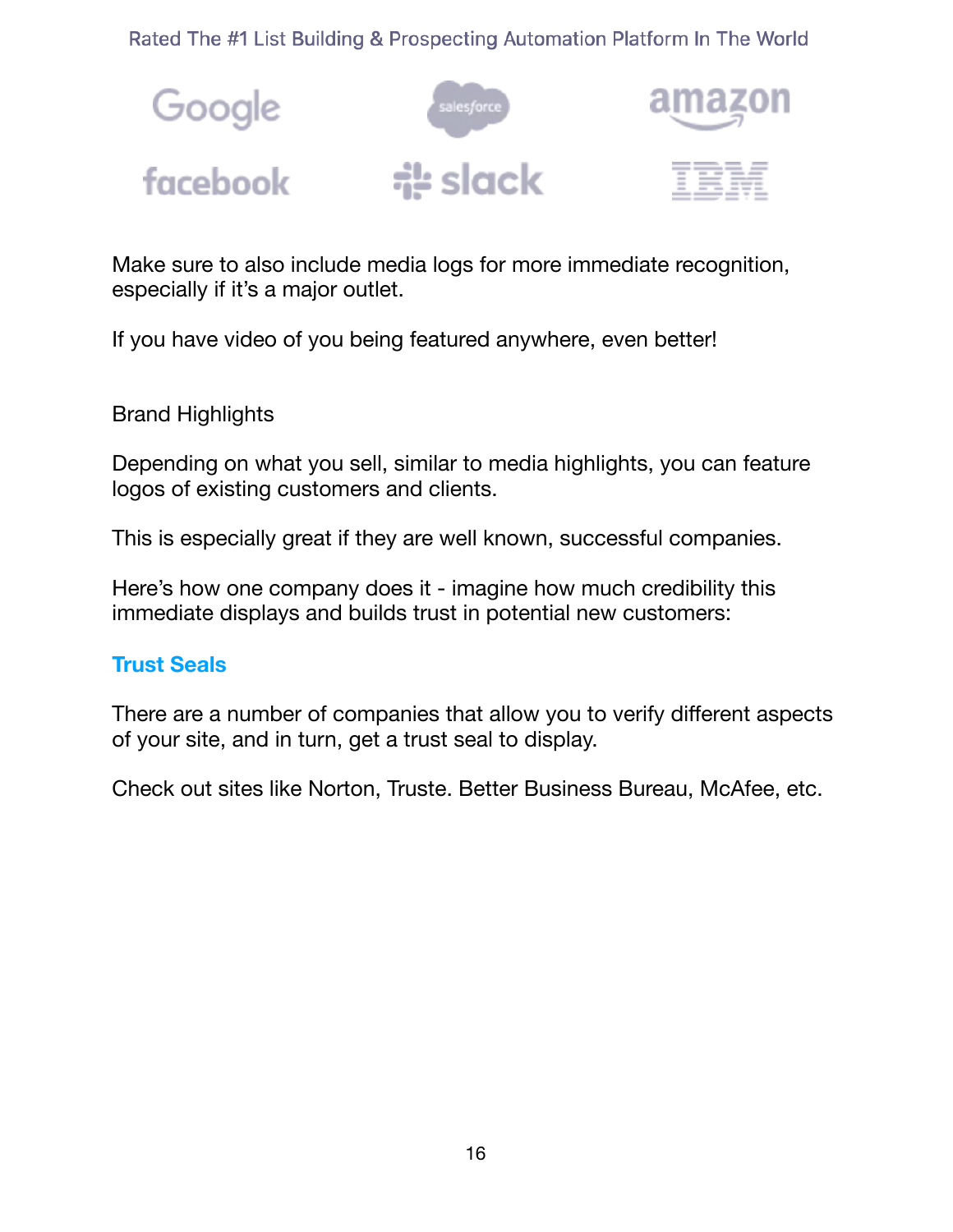Rated The #1 List Building & Prospecting Automation Platform In The World

Google salesforce amazon

facebook slack IBM

Make sure to also include media logs for more immediate recognition, especially if it's a major outlet.

If you have video of you being featured anywhere, even better!

Brand Highlights

Depending on what you sell, similar to media highlights, you can feature logos of existing customers and clients.

This is especially great if they are well known, successful companies.

Here's how one company does it - imagine how much credibility this immediate displays and builds trust in potential new customers:

## Trust Seals

There are a number of companies that allow you to verify different aspects of your site, and in turn, get a trust seal to display.

Check out sites like Norton, Truste. Better Business Bureau, McAfee, etc.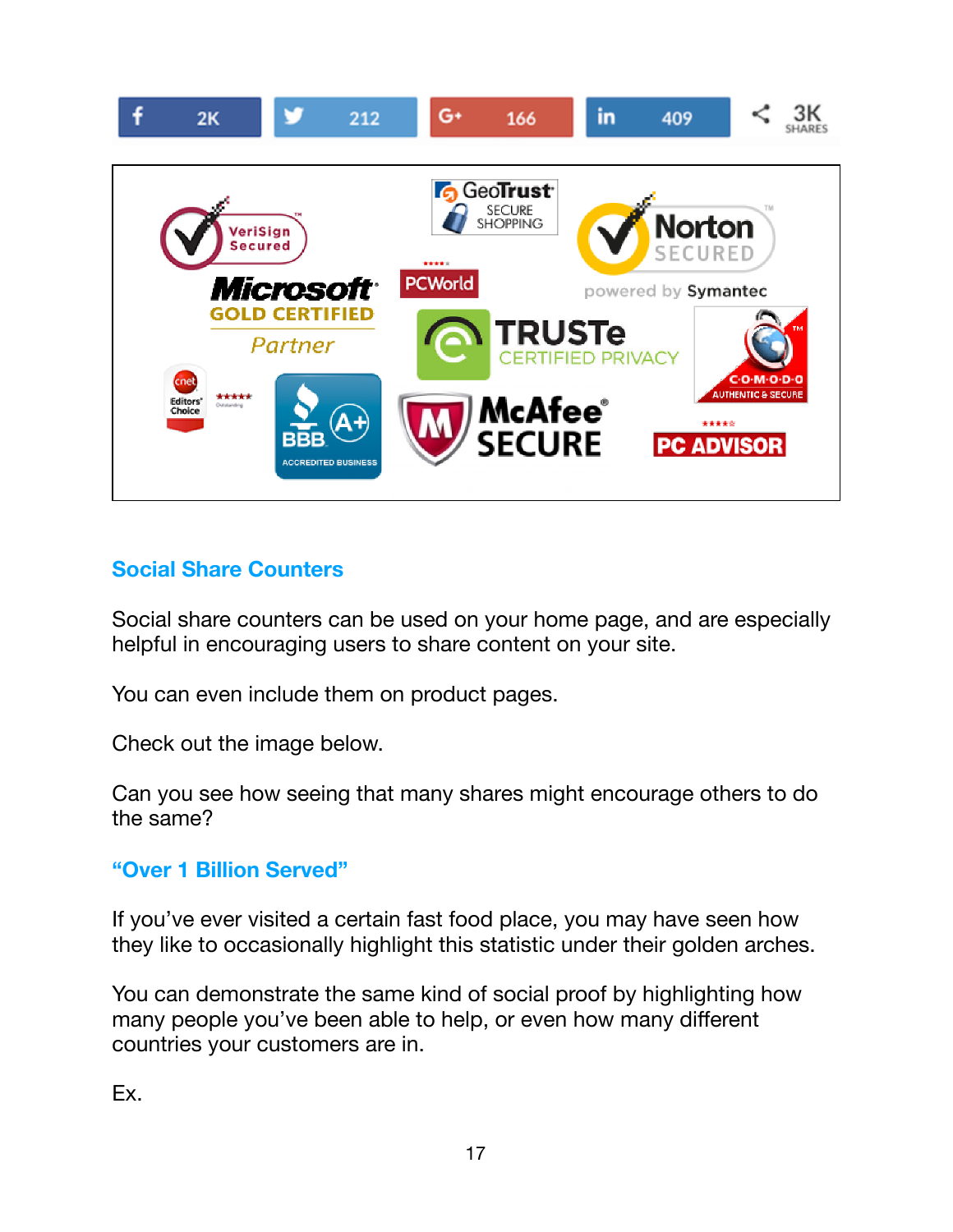## Social Share Counters

Social share counters can be used on your home page, and are especially helpful in encouraging users to share content on your site.

You can even include them on product pages.

Check out the image below.

Can you see how seeing that many shares might encourage others to do the same?

## "Over 1 Billion Served"

If you've ever visited a certain fast food place, you may have seen how they like to occasionally highlight this statistic under their golden arches.

You can demonstrate the same kind of social proof by highlighting how many people you've been able to help, or even how many different countries your customers are in.

Ex.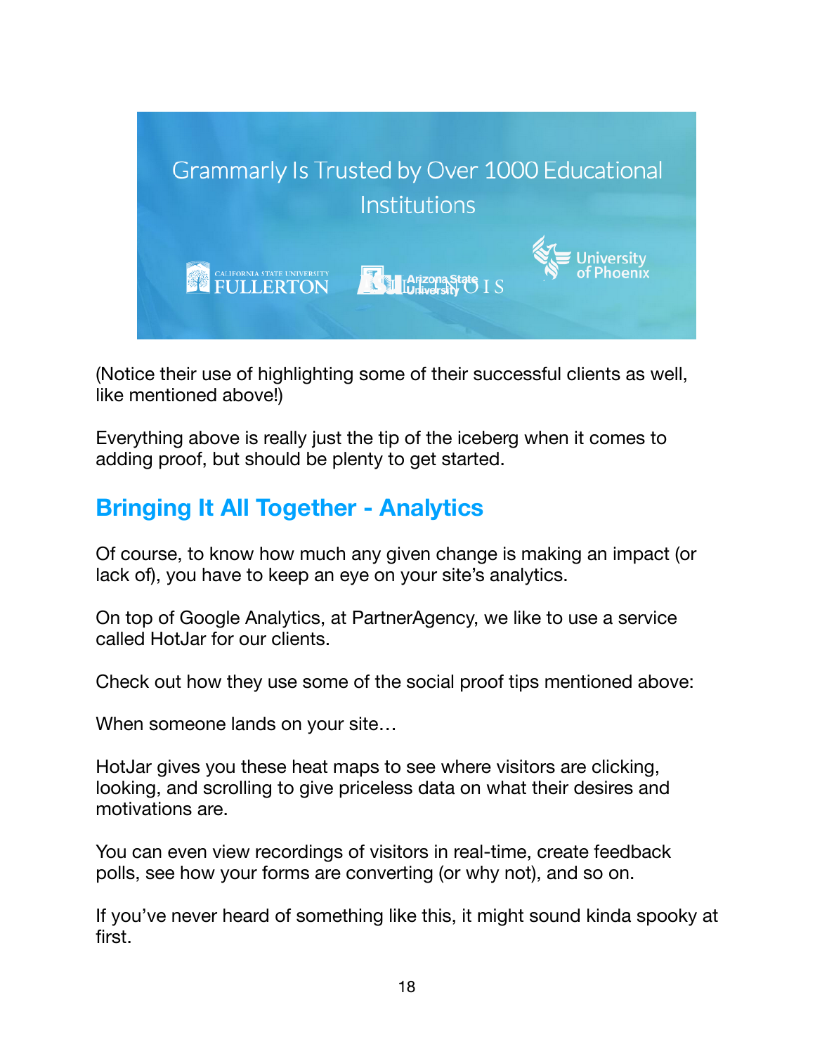Grammarly Is Trusted by Over 1000 Educational Institutions

CALIFORNIA STATE UNIVERSITY FULLERTON — Arizona State University — ILLINOIS — University of Phoenix

(Notice their use of highlighting some of their successful clients as well, like mentioned above!)

Everything above is really just the tip of the iceberg when it comes to adding proof, but should be plenty to get started.

## Bringing It All Together - Analytics

Of course, to know how much any given change is making an impact (or lack of), you have to keep an eye on your site's analytics.

On top of Google Analytics, at PartnerAgency, we like to use a service called HotJar for our clients.

Check out how they use some of the social proof tips mentioned above:

When someone lands on your site…

HotJar gives you these heat maps to see where visitors are clicking, looking, and scrolling to give priceless data on what their desires and motivations are.

You can even view recordings of visitors in real-time, create feedback polls, see how your forms are converting (or why not), and so on.

If you've never heard of something like this, it might sound kinda spooky at first.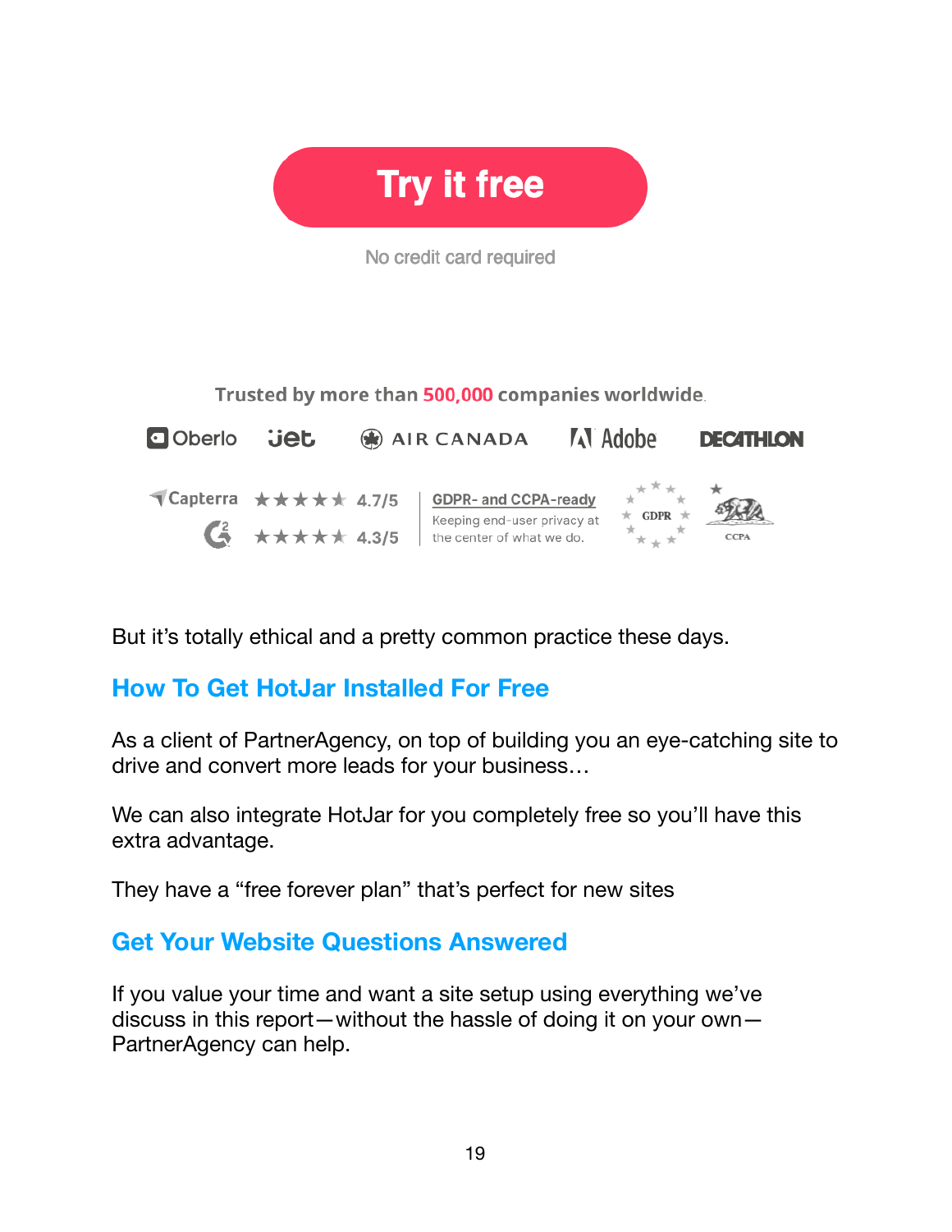Try it free

No credit card required

Trusted by more than 500,000 companies worldwide.

Oberlo Jet AIR CANADA Adobe DECATHLON

Capterra ★★★★★ 4.7/5

G2 ★★★★★ 4.3/5

GDPR- and CCPA-ready

Keeping end-user privacy at the center of what we do.

GDPR CCPA

But it's totally ethical and a pretty common practice these days.

## How To Get HotJar Installed For Free

As a client of PartnerAgency, on top of building you an eye-catching site to drive and convert more leads for your business…

We can also integrate HotJar for you completely free so you'll have this extra advantage.

They have a "free forever plan" that's perfect for new sites

## Get Your Website Questions Answered

If you value your time and want a site setup using everything we've discuss in this report—without the hassle of doing it on your own—PartnerAgency can help.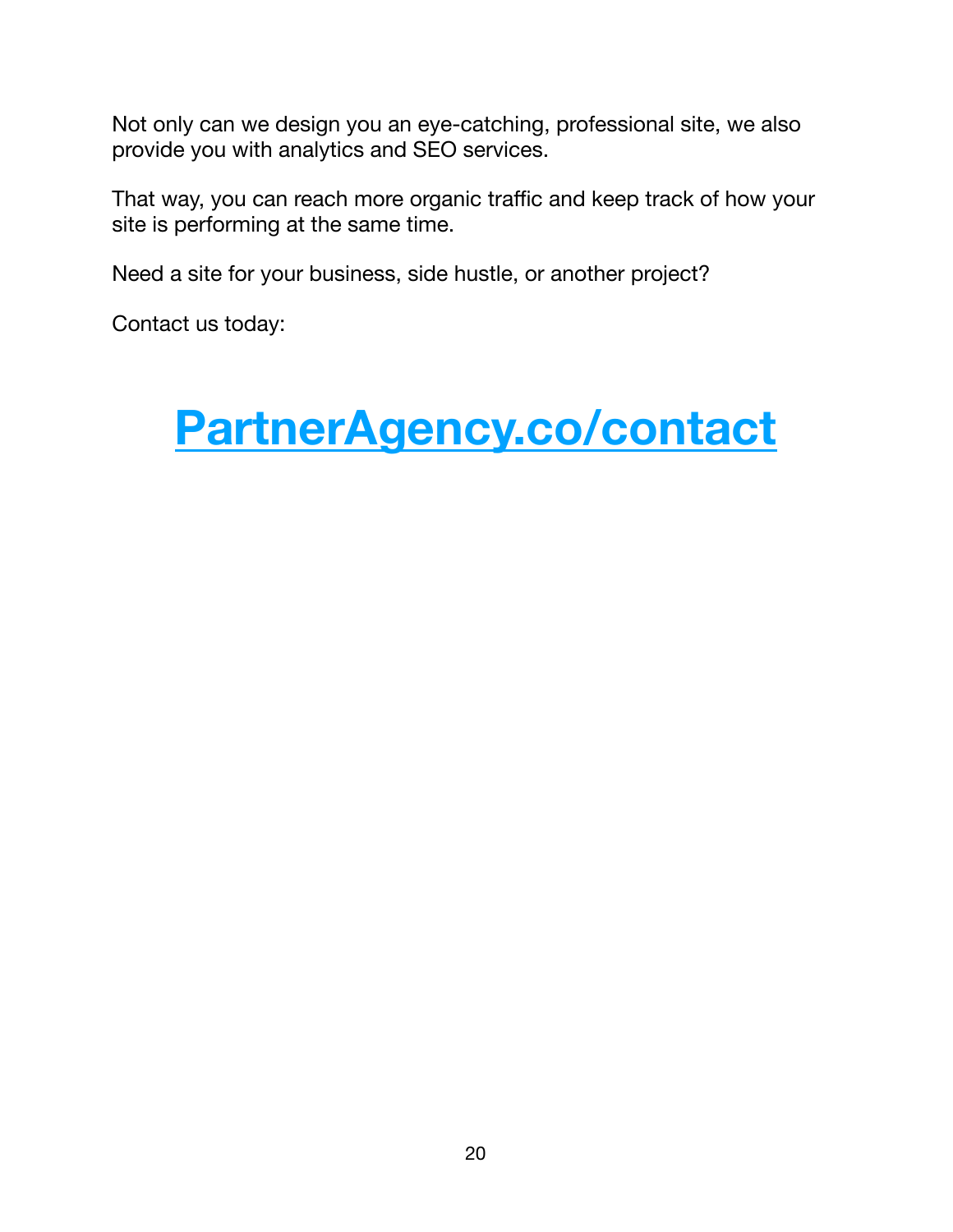Not only can we design you an eye-catching, professional site, we also provide you with analytics and SEO services.

That way, you can reach more organic traffic and keep track of how your site is performing at the same time.

Need a site for your business, side hustle, or another project?

Contact us today:

# [PartnerAgency.co/contact](PartnerAgency.co/contact)